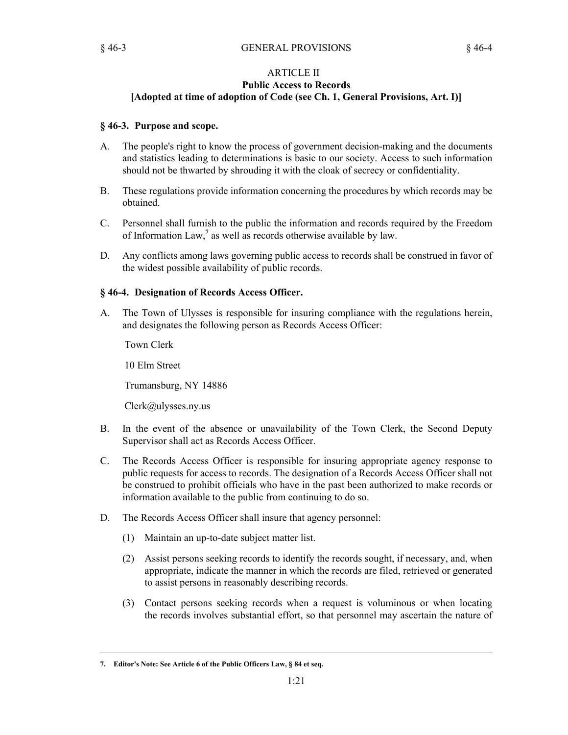## ARTICLE II
## Public Access to Records
### [Adopted at time of adoption of Code (see Ch. 1, General Provisions, Art. I)]

### § 46-3. Purpose and scope.

A. The people's right to know the process of government decision-making and the documents and statistics leading to determinations is basic to our society. Access to such information should not be thwarted by shrouding it with the cloak of secrecy or confidentiality.

B. These regulations provide information concerning the procedures by which records may be obtained.

C. Personnel shall furnish to the public the information and records required by the Freedom of Information Law,[7] as well as records otherwise available by law.

D. Any conflicts among laws governing public access to records shall be construed in favor of the widest possible availability of public records.

### § 46-4. Designation of Records Access Officer.

A. The Town of Ulysses is responsible for insuring compliance with the regulations herein, and designates the following person as Records Access Officer:

   Town Clerk

   10 Elm Street

   Trumansburg, NY 14886

   Clerk@ulysses.ny.us

B. In the event of the absence or unavailability of the Town Clerk, the Second Deputy Supervisor shall act as Records Access Officer.

C. The Records Access Officer is responsible for insuring appropriate agency response to public requests for access to records. The designation of a Records Access Officer shall not be construed to prohibit officials who have in the past been authorized to make records or information available to the public from continuing to do so.

D. The Records Access Officer shall insure that agency personnel:

   (1) Maintain an up-to-date subject matter list.

   (2) Assist persons seeking records to identify the records sought, if necessary, and, when appropriate, indicate the manner in which the records are filed, retrieved or generated to assist persons in reasonably describing records.

   (3) Contact persons seeking records when a request is voluminous or when locating the records involves substantial effort, so that personnel may ascertain the nature of

---

**7. Editor's Note: See Article 6 of the Public Officers Law, § 84 et seq.**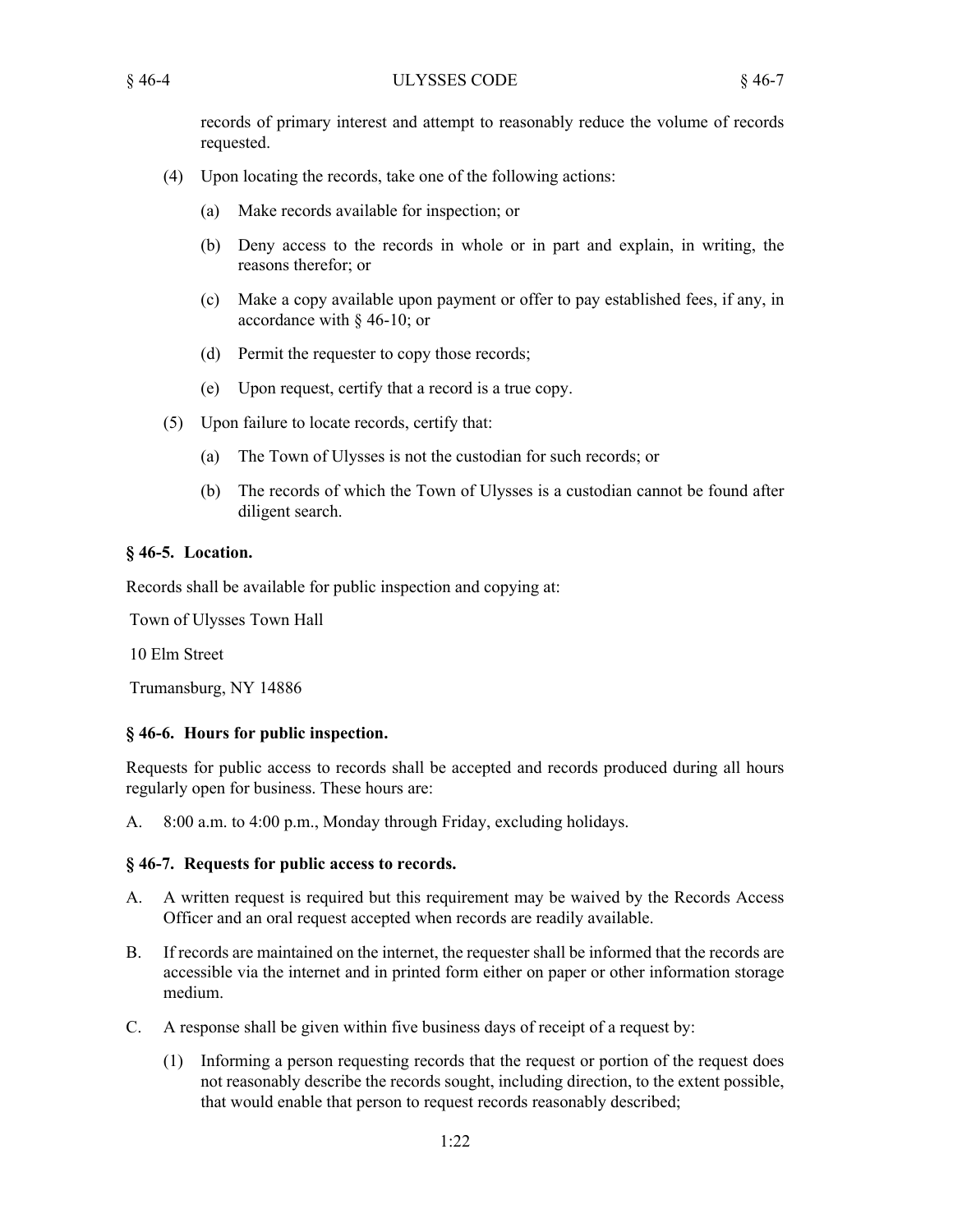records of primary interest and attempt to reasonably reduce the volume of records requested.

(4) Upon locating the records, take one of the following actions:

(a) Make records available for inspection; or

(b) Deny access to the records in whole or in part and explain, in writing, the reasons therefor; or

(c) Make a copy available upon payment or offer to pay established fees, if any, in accordance with § 46-10; or

(d) Permit the requester to copy those records;

(e) Upon request, certify that a record is a true copy.

(5) Upon failure to locate records, certify that:

(a) The Town of Ulysses is not the custodian for such records; or

(b) The records of which the Town of Ulysses is a custodian cannot be found after diligent search.

### § 46-5. Location.

Records shall be available for public inspection and copying at:

Town of Ulysses Town Hall

10 Elm Street

Trumansburg, NY 14886

### § 46-6. Hours for public inspection.

Requests for public access to records shall be accepted and records produced during all hours regularly open for business. These hours are:

A. 8:00 a.m. to 4:00 p.m., Monday through Friday, excluding holidays.

### § 46-7. Requests for public access to records.

A. A written request is required but this requirement may be waived by the Records Access Officer and an oral request accepted when records are readily available.

B. If records are maintained on the internet, the requester shall be informed that the records are accessible via the internet and in printed form either on paper or other information storage medium.

C. A response shall be given within five business days of receipt of a request by:

(1) Informing a person requesting records that the request or portion of the request does not reasonably describe the records sought, including direction, to the extent possible, that would enable that person to request records reasonably described;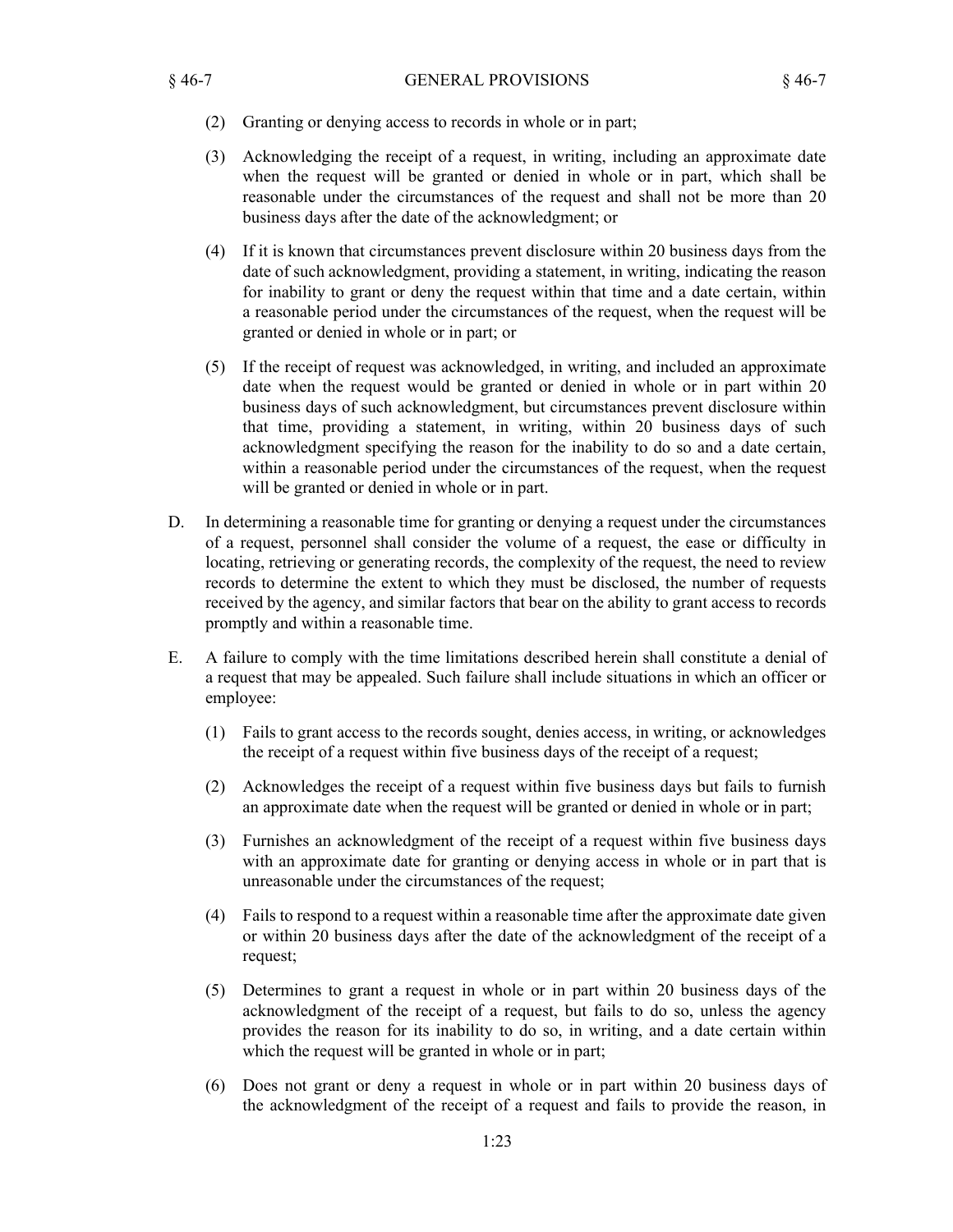(2) Granting or denying access to records in whole or in part;

(3) Acknowledging the receipt of a request, in writing, including an approximate date when the request will be granted or denied in whole or in part, which shall be reasonable under the circumstances of the request and shall not be more than 20 business days after the date of the acknowledgment; or

(4) If it is known that circumstances prevent disclosure within 20 business days from the date of such acknowledgment, providing a statement, in writing, indicating the reason for inability to grant or deny the request within that time and a date certain, within a reasonable period under the circumstances of the request, when the request will be granted or denied in whole or in part; or

(5) If the receipt of request was acknowledged, in writing, and included an approximate date when the request would be granted or denied in whole or in part within 20 business days of such acknowledgment, but circumstances prevent disclosure within that time, providing a statement, in writing, within 20 business days of such acknowledgment specifying the reason for the inability to do so and a date certain, within a reasonable period under the circumstances of the request, when the request will be granted or denied in whole or in part.

D. In determining a reasonable time for granting or denying a request under the circumstances of a request, personnel shall consider the volume of a request, the ease or difficulty in locating, retrieving or generating records, the complexity of the request, the need to review records to determine the extent to which they must be disclosed, the number of requests received by the agency, and similar factors that bear on the ability to grant access to records promptly and within a reasonable time.

E. A failure to comply with the time limitations described herein shall constitute a denial of a request that may be appealed. Such failure shall include situations in which an officer or employee:

(1) Fails to grant access to the records sought, denies access, in writing, or acknowledges the receipt of a request within five business days of the receipt of a request;

(2) Acknowledges the receipt of a request within five business days but fails to furnish an approximate date when the request will be granted or denied in whole or in part;

(3) Furnishes an acknowledgment of the receipt of a request within five business days with an approximate date for granting or denying access in whole or in part that is unreasonable under the circumstances of the request;

(4) Fails to respond to a request within a reasonable time after the approximate date given or within 20 business days after the date of the acknowledgment of the receipt of a request;

(5) Determines to grant a request in whole or in part within 20 business days of the acknowledgment of the receipt of a request, but fails to do so, unless the agency provides the reason for its inability to do so, in writing, and a date certain within which the request will be granted in whole or in part;

(6) Does not grant or deny a request in whole or in part within 20 business days of the acknowledgment of the receipt of a request and fails to provide the reason, in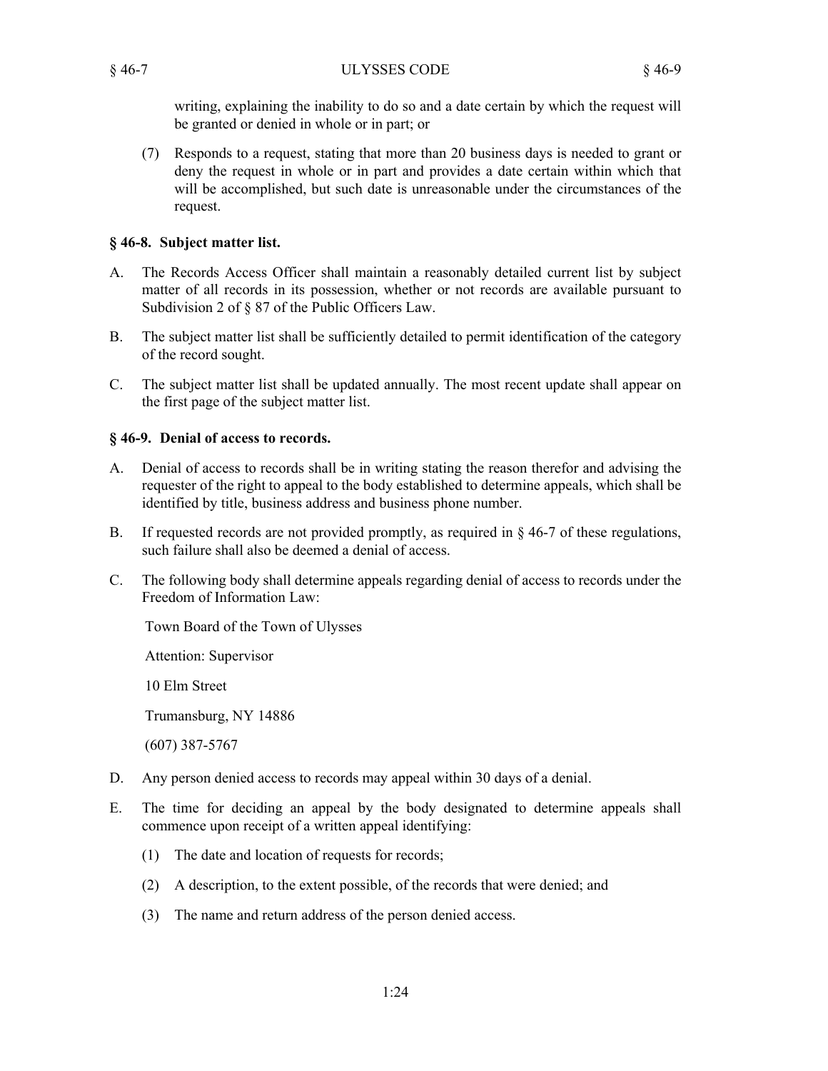writing, explaining the inability to do so and a date certain by which the request will be granted or denied in whole or in part; or

(7) Responds to a request, stating that more than 20 business days is needed to grant or deny the request in whole or in part and provides a date certain within which that will be accomplished, but such date is unreasonable under the circumstances of the request.

### § 46-8. Subject matter list.

A. The Records Access Officer shall maintain a reasonably detailed current list by subject matter of all records in its possession, whether or not records are available pursuant to Subdivision 2 of § 87 of the Public Officers Law.

B. The subject matter list shall be sufficiently detailed to permit identification of the category of the record sought.

C. The subject matter list shall be updated annually. The most recent update shall appear on the first page of the subject matter list.

### § 46-9. Denial of access to records.

A. Denial of access to records shall be in writing stating the reason therefor and advising the requester of the right to appeal to the body established to determine appeals, which shall be identified by title, business address and business phone number.

B. If requested records are not provided promptly, as required in § 46-7 of these regulations, such failure shall also be deemed a denial of access.

C. The following body shall determine appeals regarding denial of access to records under the Freedom of Information Law:

Town Board of the Town of Ulysses

Attention: Supervisor

10 Elm Street

Trumansburg, NY 14886

(607) 387-5767

D. Any person denied access to records may appeal within 30 days of a denial.

E. The time for deciding an appeal by the body designated to determine appeals shall commence upon receipt of a written appeal identifying:

(1) The date and location of requests for records;

(2) A description, to the extent possible, of the records that were denied; and

(3) The name and return address of the person denied access.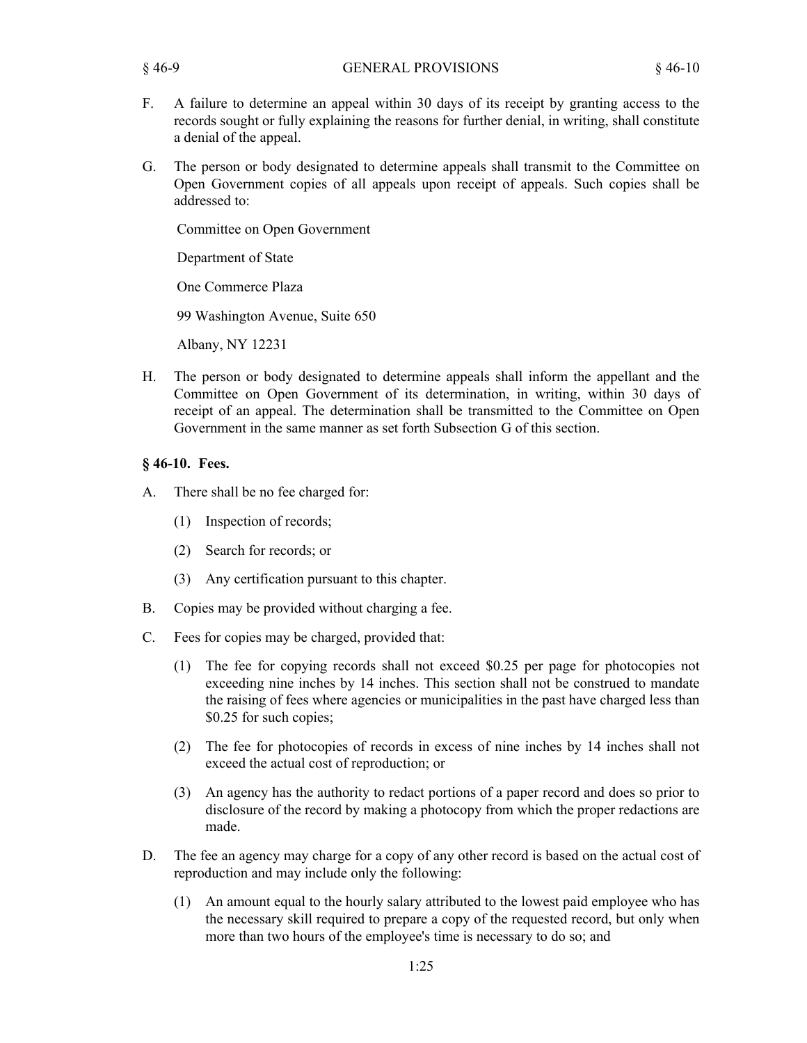F. A failure to determine an appeal within 30 days of its receipt by granting access to the records sought or fully explaining the reasons for further denial, in writing, shall constitute a denial of the appeal.

G. The person or body designated to determine appeals shall transmit to the Committee on Open Government copies of all appeals upon receipt of appeals. Such copies shall be addressed to:

Committee on Open Government

Department of State

One Commerce Plaza

99 Washington Avenue, Suite 650

Albany, NY 12231

H. The person or body designated to determine appeals shall inform the appellant and the Committee on Open Government of its determination, in writing, within 30 days of receipt of an appeal. The determination shall be transmitted to the Committee on Open Government in the same manner as set forth Subsection G of this section.

### § 46-10. Fees.

A. There shall be no fee charged for:

(1) Inspection of records;

(2) Search for records; or

(3) Any certification pursuant to this chapter.

B. Copies may be provided without charging a fee.

C. Fees for copies may be charged, provided that:

(1) The fee for copying records shall not exceed $0.25 per page for photocopies not exceeding nine inches by 14 inches. This section shall not be construed to mandate the raising of fees where agencies or municipalities in the past have charged less than $0.25 for such copies;

(2) The fee for photocopies of records in excess of nine inches by 14 inches shall not exceed the actual cost of reproduction; or

(3) An agency has the authority to redact portions of a paper record and does so prior to disclosure of the record by making a photocopy from which the proper redactions are made.

D. The fee an agency may charge for a copy of any other record is based on the actual cost of reproduction and may include only the following:

(1) An amount equal to the hourly salary attributed to the lowest paid employee who has the necessary skill required to prepare a copy of the requested record, but only when more than two hours of the employee's time is necessary to do so; and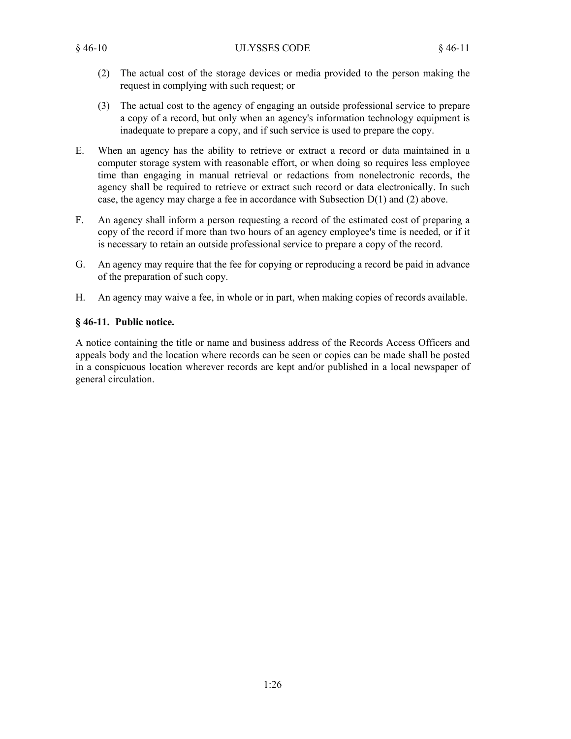(2) The actual cost of the storage devices or media provided to the person making the request in complying with such request; or

(3) The actual cost to the agency of engaging an outside professional service to prepare a copy of a record, but only when an agency's information technology equipment is inadequate to prepare a copy, and if such service is used to prepare the copy.

E. When an agency has the ability to retrieve or extract a record or data maintained in a computer storage system with reasonable effort, or when doing so requires less employee time than engaging in manual retrieval or redactions from nonelectronic records, the agency shall be required to retrieve or extract such record or data electronically. In such case, the agency may charge a fee in accordance with Subsection D(1) and (2) above.

F. An agency shall inform a person requesting a record of the estimated cost of preparing a copy of the record if more than two hours of an agency employee's time is needed, or if it is necessary to retain an outside professional service to prepare a copy of the record.

G. An agency may require that the fee for copying or reproducing a record be paid in advance of the preparation of such copy.

H. An agency may waive a fee, in whole or in part, when making copies of records available.

### § 46-11. Public notice.

A notice containing the title or name and business address of the Records Access Officers and appeals body and the location where records can be seen or copies can be made shall be posted in a conspicuous location wherever records are kept and/or published in a local newspaper of general circulation.